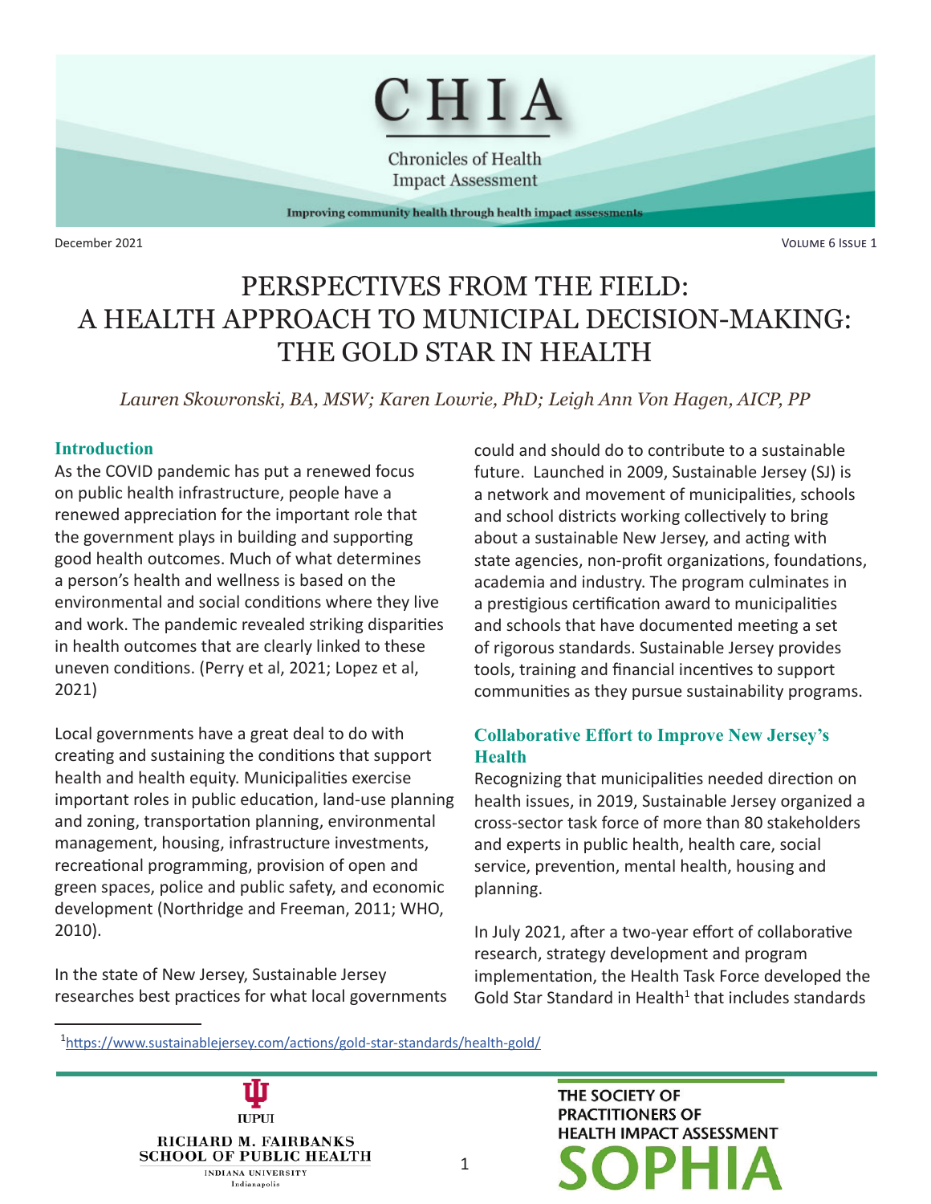# PERSPECTIVES FROM THE FIELD: A HEALTH APPROACH TO MUNICIPAL DECISION-MAKING: THE GOLD STAR IN HEALTH

*Lauren Skowronski, BA, MSW; Karen Lowrie, PhD; Leigh Ann Von Hagen, AICP, PP*

## Introduction

As the COVID pandemic has put a renewed focus on public health infrastructure, people have a renewed appreciation for the important role that the government plays in building and supporting good health outcomes. Much of what determines a person's health and wellness is based on the environmental and social conditions where they live and work. The pandemic revealed striking disparities in health outcomes that are clearly linked to these uneven conditions. (Perry et al, 2021; Lopez et al, 2021)

Local governments have a great deal to do with creating and sustaining the conditions that support health and health equity. Municipalities exercise important roles in public education, land-use planning and zoning, transportation planning, environmental management, housing, infrastructure investments, recreational programming, provision of open and green spaces, police and public safety, and economic development (Northridge and Freeman, 2011; WHO, 2010).

In the state of New Jersey, Sustainable Jersey researches best practices for what local governments could and should do to contribute to a sustainable future. Launched in 2009, Sustainable Jersey (SJ) is a network and movement of municipalities, schools and school districts working collectively to bring about a sustainable New Jersey, and acting with state agencies, non-profit organizations, foundations, academia and industry. The program culminates in a prestigious certification award to municipalities and schools that have documented meeting a set of rigorous standards. Sustainable Jersey provides tools, training and financial incentives to support communities as they pursue sustainability programs.

## Collaborative Effort to Improve New Jersey's Health

Recognizing that municipalities needed direction on health issues, in 2019, Sustainable Jersey organized a cross-sector task force of more than 80 stakeholders and experts in public health, health care, social service, prevention, mental health, housing and planning.

In July 2021, after a two-year effort of collaborative research, strategy development and program implementation, the Health Task Force developed the Gold Star Standard in Health[1] that includes standards

[1] https://www.sustainablejersey.com/actions/gold-star-standards/health-gold/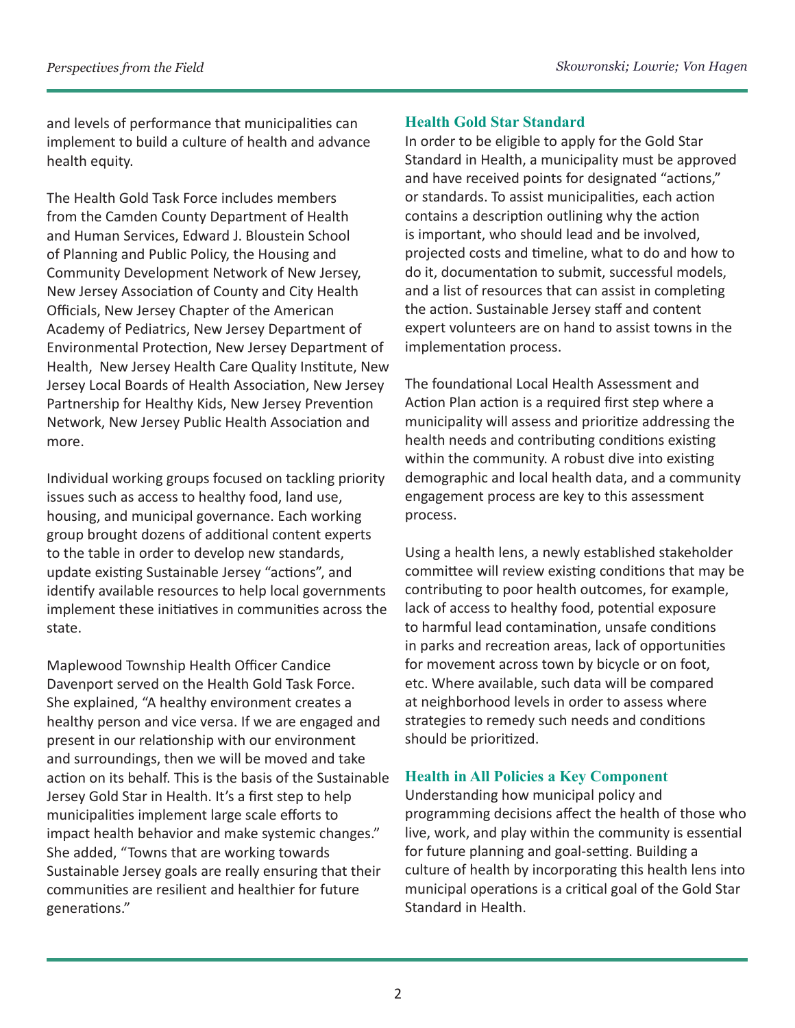and levels of performance that municipalities can implement to build a culture of health and advance health equity.

The Health Gold Task Force includes members from the Camden County Department of Health and Human Services, Edward J. Bloustein School of Planning and Public Policy, the Housing and Community Development Network of New Jersey, New Jersey Association of County and City Health Officials, New Jersey Chapter of the American Academy of Pediatrics, New Jersey Department of Environmental Protection, New Jersey Department of Health, New Jersey Health Care Quality Institute, New Jersey Local Boards of Health Association, New Jersey Partnership for Healthy Kids, New Jersey Prevention Network, New Jersey Public Health Association and more.

Individual working groups focused on tackling priority issues such as access to healthy food, land use, housing, and municipal governance. Each working group brought dozens of additional content experts to the table in order to develop new standards, update existing Sustainable Jersey "actions", and identify available resources to help local governments implement these initiatives in communities across the state.

Maplewood Township Health Officer Candice Davenport served on the Health Gold Task Force. She explained, "A healthy environment creates a healthy person and vice versa. If we are engaged and present in our relationship with our environment and surroundings, then we will be moved and take action on its behalf. This is the basis of the Sustainable Jersey Gold Star in Health. It's a first step to help municipalities implement large scale efforts to impact health behavior and make systemic changes." She added, "Towns that are working towards Sustainable Jersey goals are really ensuring that their communities are resilient and healthier for future generations."

## Health Gold Star Standard

In order to be eligible to apply for the Gold Star Standard in Health, a municipality must be approved and have received points for designated "actions," or standards. To assist municipalities, each action contains a description outlining why the action is important, who should lead and be involved, projected costs and timeline, what to do and how to do it, documentation to submit, successful models, and a list of resources that can assist in completing the action. Sustainable Jersey staff and content expert volunteers are on hand to assist towns in the implementation process.

The foundational Local Health Assessment and Action Plan action is a required first step where a municipality will assess and prioritize addressing the health needs and contributing conditions existing within the community. A robust dive into existing demographic and local health data, and a community engagement process are key to this assessment process.

Using a health lens, a newly established stakeholder committee will review existing conditions that may be contributing to poor health outcomes, for example, lack of access to healthy food, potential exposure to harmful lead contamination, unsafe conditions in parks and recreation areas, lack of opportunities for movement across town by bicycle or on foot, etc. Where available, such data will be compared at neighborhood levels in order to assess where strategies to remedy such needs and conditions should be prioritized.

## Health in All Policies a Key Component

Understanding how municipal policy and programming decisions affect the health of those who live, work, and play within the community is essential for future planning and goal-setting. Building a culture of health by incorporating this health lens into municipal operations is a critical goal of the Gold Star Standard in Health.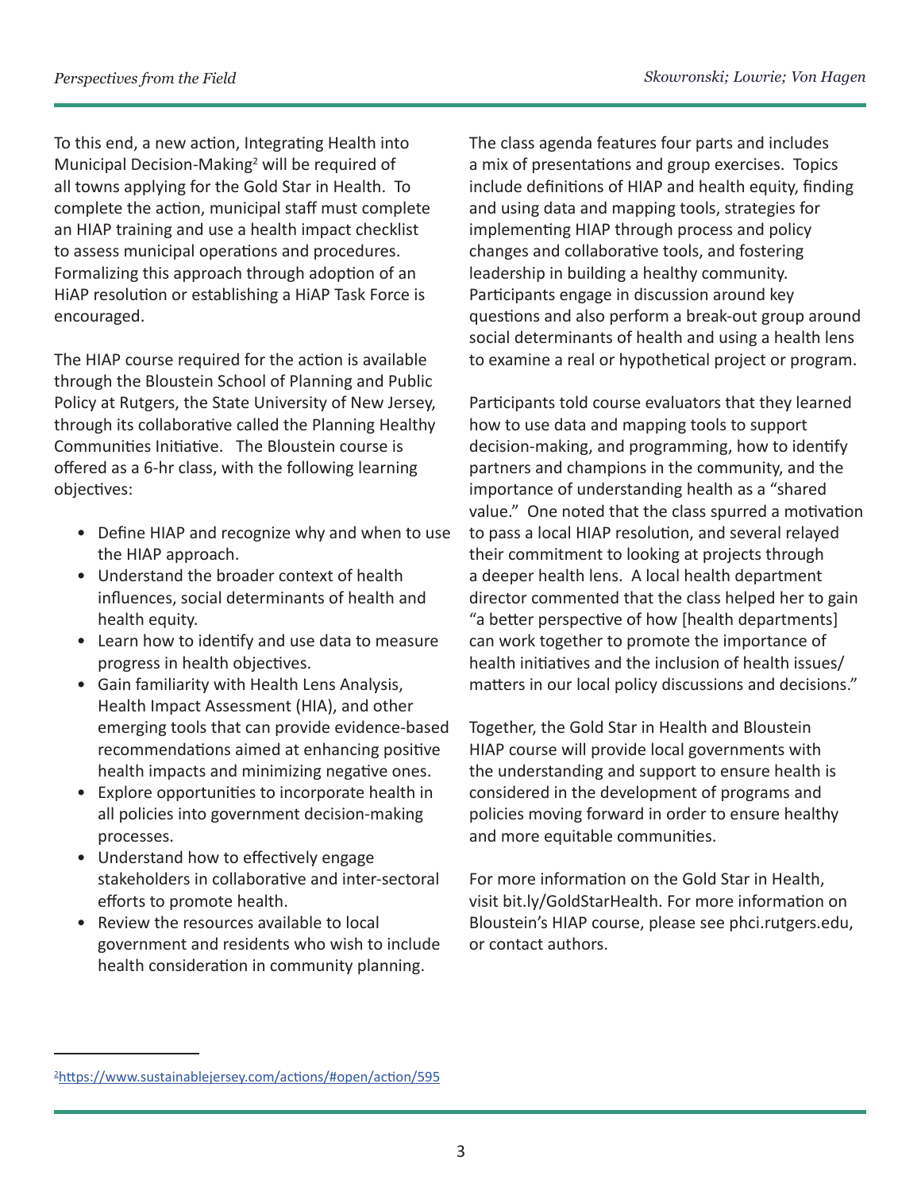To this end, a new action, Integrating Health into Municipal Decision-Making[2] will be required of all towns applying for the Gold Star in Health. To complete the action, municipal staff must complete an HIAP training and use a health impact checklist to assess municipal operations and procedures. Formalizing this approach through adoption of an HiAP resolution or establishing a HiAP Task Force is encouraged.

The HIAP course required for the action is available through the Bloustein School of Planning and Public Policy at Rutgers, the State University of New Jersey, through its collaborative called the Planning Healthy Communities Initiative. The Bloustein course is offered as a 6-hr class, with the following learning objectives:

- Define HIAP and recognize why and when to use the HIAP approach.
- Understand the broader context of health influences, social determinants of health and health equity.
- Learn how to identify and use data to measure progress in health objectives.
- Gain familiarity with Health Lens Analysis, Health Impact Assessment (HIA), and other emerging tools that can provide evidence-based recommendations aimed at enhancing positive health impacts and minimizing negative ones.
- Explore opportunities to incorporate health in all policies into government decision-making processes.
- Understand how to effectively engage stakeholders in collaborative and inter-sectoral efforts to promote health.
- Review the resources available to local government and residents who wish to include health consideration in community planning.

The class agenda features four parts and includes a mix of presentations and group exercises. Topics include definitions of HIAP and health equity, finding and using data and mapping tools, strategies for implementing HIAP through process and policy changes and collaborative tools, and fostering leadership in building a healthy community. Participants engage in discussion around key questions and also perform a break-out group around social determinants of health and using a health lens to examine a real or hypothetical project or program.

Participants told course evaluators that they learned how to use data and mapping tools to support decision-making, and programming, how to identify partners and champions in the community, and the importance of understanding health as a "shared value." One noted that the class spurred a motivation to pass a local HIAP resolution, and several relayed their commitment to looking at projects through a deeper health lens. A local health department director commented that the class helped her to gain "a better perspective of how [health departments] can work together to promote the importance of health initiatives and the inclusion of health issues/ matters in our local policy discussions and decisions."

Together, the Gold Star in Health and Bloustein HIAP course will provide local governments with the understanding and support to ensure health is considered in the development of programs and policies moving forward in order to ensure healthy and more equitable communities.

For more information on the Gold Star in Health, visit bit.ly/GoldStarHealth. For more information on Bloustein's HIAP course, please see phci.rutgers.edu, or contact authors.

---

[2] https://www.sustainablejersey.com/actions/#open/action/595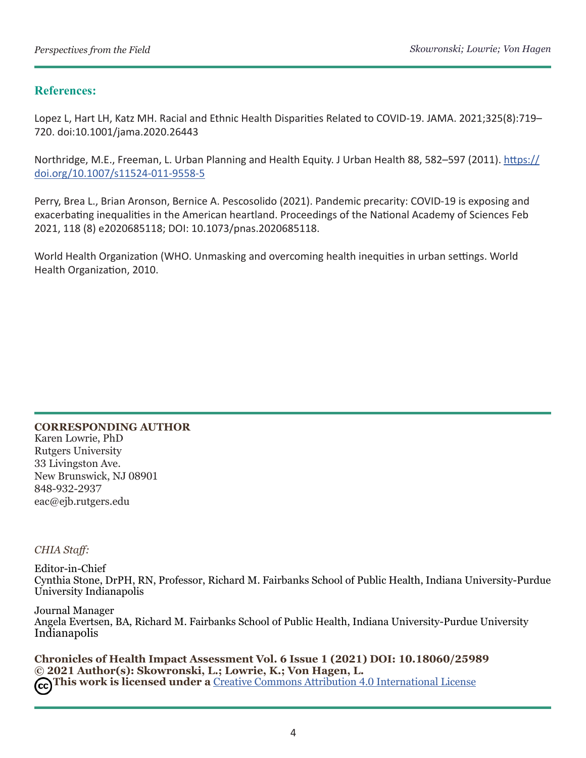## References:

Lopez L, Hart LH, Katz MH. Racial and Ethnic Health Disparities Related to COVID-19. JAMA. 2021;325(8):719–720. doi:10.1001/jama.2020.26443

Northridge, M.E., Freeman, L. Urban Planning and Health Equity. J Urban Health 88, 582–597 (2011). https://doi.org/10.1007/s11524-011-9558-5

Perry, Brea L., Brian Aronson, Bernice A. Pescosolido (2021). Pandemic precarity: COVID-19 is exposing and exacerbating inequalities in the American heartland. Proceedings of the National Academy of Sciences Feb 2021, 118 (8) e2020685118; DOI: 10.1073/pnas.2020685118.

World Health Organization (WHO. Unmasking and overcoming health inequities in urban settings. World Health Organization, 2010.

**CORRESPONDING AUTHOR**
Karen Lowrie, PhD
Rutgers University
33 Livingston Ave.
New Brunswick, NJ 08901
848-932-2937
eac@ejb.rutgers.edu

*CHIA Staff:*

Editor-in-Chief
Cynthia Stone, DrPH, RN, Professor, Richard M. Fairbanks School of Public Health, Indiana University-Purdue University Indianapolis

Journal Manager
Angela Evertsen, BA, Richard M. Fairbanks School of Public Health, Indiana University-Purdue University Indianapolis

**Chronicles of Health Impact Assessment Vol. 6 Issue 1 (2021) DOI: 10.18060/25989**
**© 2021 Author(s): Skowronski, L.; Lowrie, K.; Von Hagen, L.**
**This work is licensed under a** Creative Commons Attribution 4.0 International License